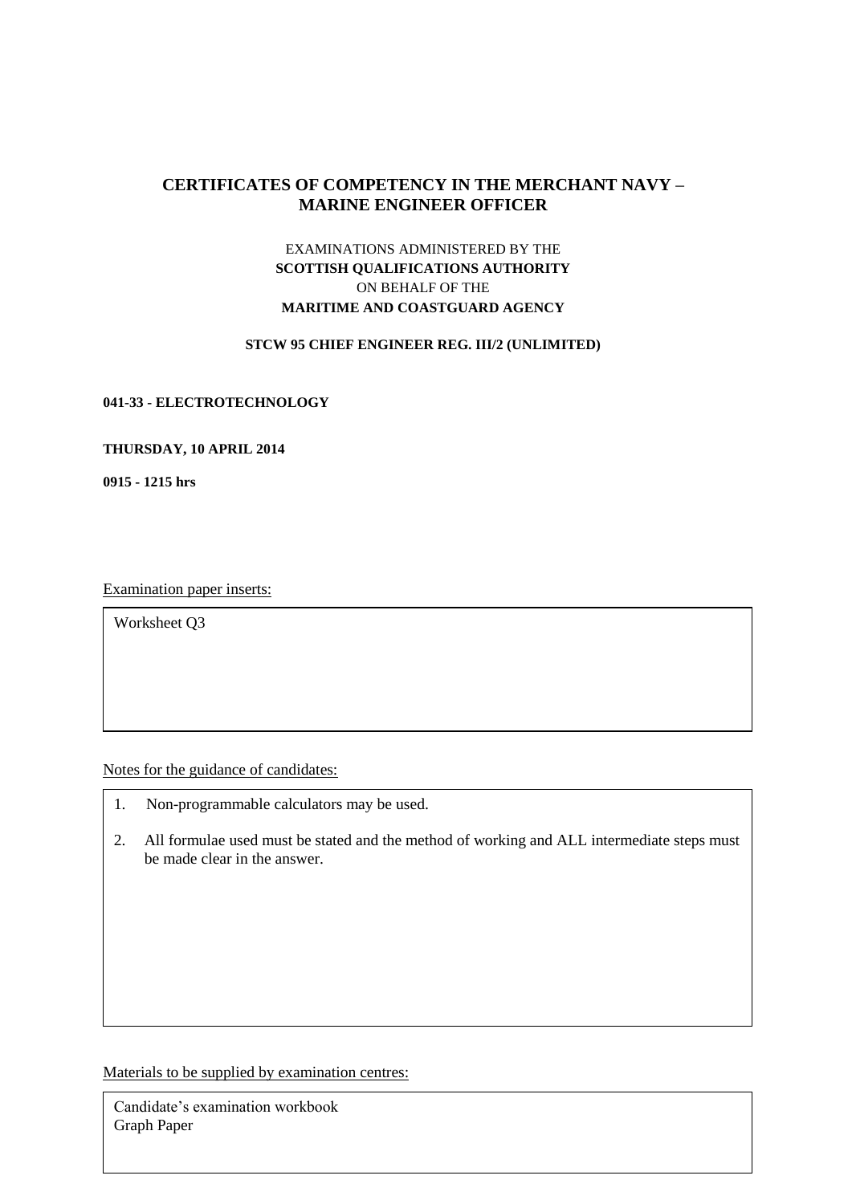# CERTIFICATES OF COMPETENCY IN THE MERCHANT NAVY – MARINE ENGINEER OFFICER

EXAMINATIONS ADMINISTERED BY THE
**SCOTTISH QUALIFICATIONS AUTHORITY**
ON BEHALF OF THE
**MARITIME AND COASTGUARD AGENCY**

**STCW 95 CHIEF ENGINEER REG. III/2 (UNLIMITED)**

**041-33 - ELECTROTECHNOLOGY**

**THURSDAY, 10 APRIL 2014**

**0915 - 1215 hrs**

Examination paper inserts:

Worksheet Q3

Notes for the guidance of candidates:

1. Non-programmable calculators may be used.
2. All formulae used must be stated and the method of working and ALL intermediate steps must be made clear in the answer.

Materials to be supplied by examination centres:

Candidate's examination workbook
Graph Paper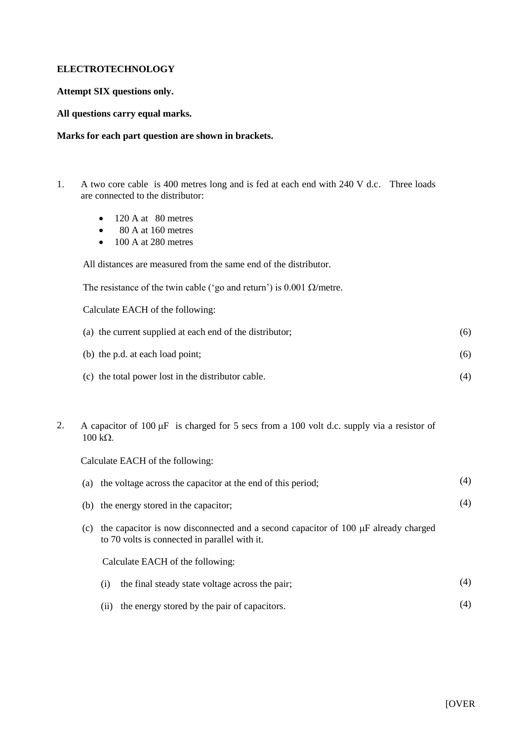**ELECTROTECHNOLOGY**

**Attempt SIX questions only.**

**All questions carry equal marks.**

**Marks for each part question are shown in brackets.**

1. A two core cable is 400 metres long and is fed at each end with 240 V d.c. Three loads are connected to the distributor:

   - 120 A at 80 metres
   - 80 A at 160 metres
   - 100 A at 280 metres

   All distances are measured from the same end of the distributor.

   The resistance of the twin cable ('go and return') is 0.001 Ω/metre.

   Calculate EACH of the following:

   (a) the current supplied at each end of the distributor; (6)

   (b) the p.d. at each load point; (6)

   (c) the total power lost in the distributor cable. (4)

2. A capacitor of 100 μF is charged for 5 secs from a 100 volt d.c. supply via a resistor of 100 kΩ.

   Calculate EACH of the following:

   (a) the voltage across the capacitor at the end of this period; (4)

   (b) the energy stored in the capacitor; (4)

   (c) the capacitor is now disconnected and a second capacitor of 100 μF already charged to 70 volts is connected in parallel with it.

   Calculate EACH of the following:

   (i) the final steady state voltage across the pair; (4)

   (ii) the energy stored by the pair of capacitors. (4)

[OVER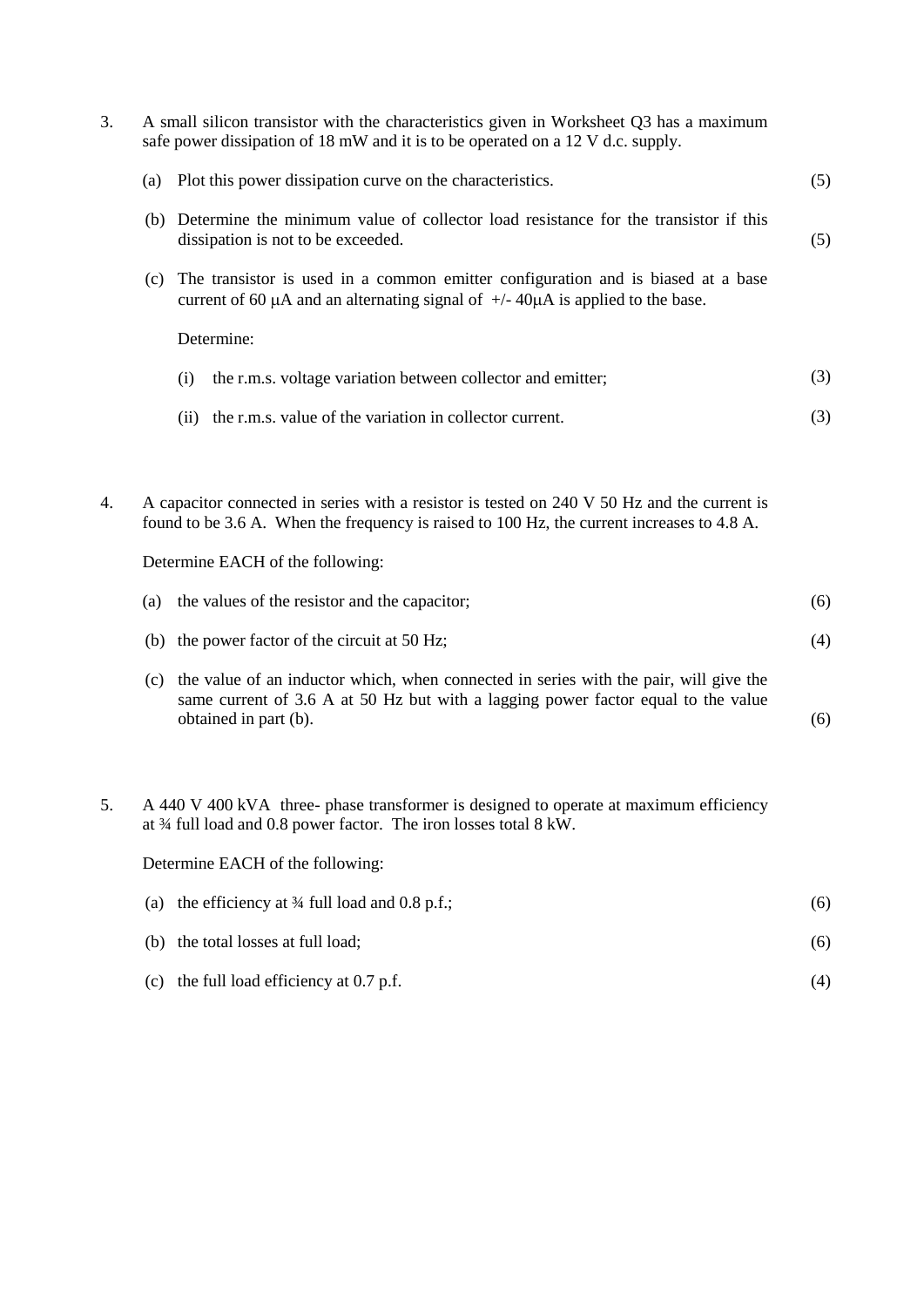3. A small silicon transistor with the characteristics given in Worksheet Q3 has a maximum safe power dissipation of 18 mW and it is to be operated on a 12 V d.c. supply.

   (a) Plot this power dissipation curve on the characteristics. (5)

   (b) Determine the minimum value of collector load resistance for the transistor if this dissipation is not to be exceeded. (5)

   (c) The transistor is used in a common emitter configuration and is biased at a base current of 60 μA and an alternating signal of +/- 40μA is applied to the base.

   Determine:

   (i) the r.m.s. voltage variation between collector and emitter; (3)

   (ii) the r.m.s. value of the variation in collector current. (3)

4. A capacitor connected in series with a resistor is tested on 240 V 50 Hz and the current is found to be 3.6 A. When the frequency is raised to 100 Hz, the current increases to 4.8 A.

   Determine EACH of the following:

   (a) the values of the resistor and the capacitor; (6)

   (b) the power factor of the circuit at 50 Hz; (4)

   (c) the value of an inductor which, when connected in series with the pair, will give the same current of 3.6 A at 50 Hz but with a lagging power factor equal to the value obtained in part (b). (6)

5. A 440 V 400 kVA three- phase transformer is designed to operate at maximum efficiency at ¾ full load and 0.8 power factor. The iron losses total 8 kW.

   Determine EACH of the following:

   (a) the efficiency at ¾ full load and 0.8 p.f.; (6)

   (b) the total losses at full load; (6)

   (c) the full load efficiency at 0.7 p.f. (4)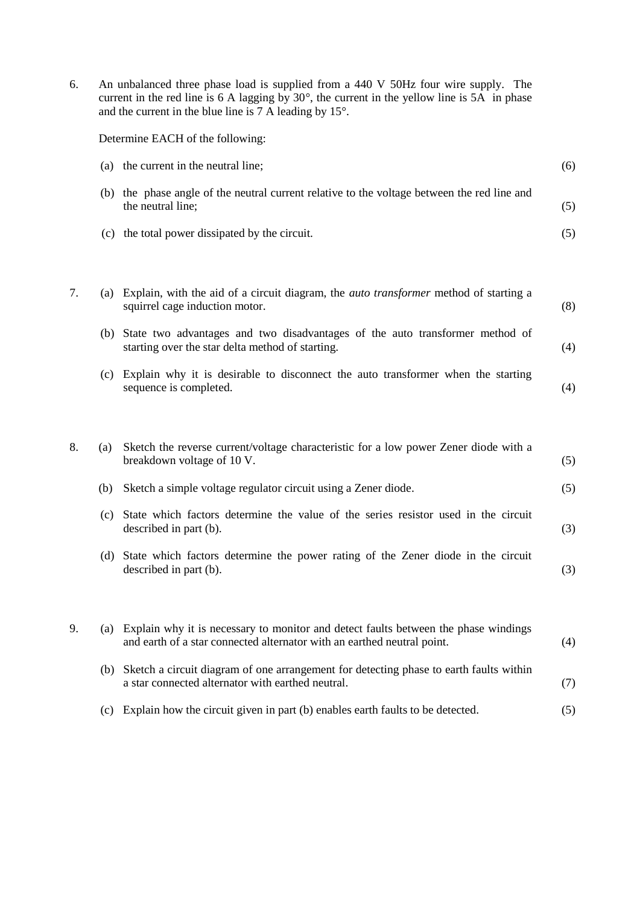6. An unbalanced three phase load is supplied from a 440 V 50Hz four wire supply. The current in the red line is 6 A lagging by 30°, the current in the yellow line is 5A in phase and the current in the blue line is 7 A leading by 15°.

   Determine EACH of the following:

   (a) the current in the neutral line; (6)

   (b) the phase angle of the neutral current relative to the voltage between the red line and the neutral line; (5)

   (c) the total power dissipated by the circuit. (5)

7. (a) Explain, with the aid of a circuit diagram, the *auto transformer* method of starting a squirrel cage induction motor. (8)

   (b) State two advantages and two disadvantages of the auto transformer method of starting over the star delta method of starting. (4)

   (c) Explain why it is desirable to disconnect the auto transformer when the starting sequence is completed. (4)

8. (a) Sketch the reverse current/voltage characteristic for a low power Zener diode with a breakdown voltage of 10 V. (5)

   (b) Sketch a simple voltage regulator circuit using a Zener diode. (5)

   (c) State which factors determine the value of the series resistor used in the circuit described in part (b). (3)

   (d) State which factors determine the power rating of the Zener diode in the circuit described in part (b). (3)

9. (a) Explain why it is necessary to monitor and detect faults between the phase windings and earth of a star connected alternator with an earthed neutral point. (4)

   (b) Sketch a circuit diagram of one arrangement for detecting phase to earth faults within a star connected alternator with earthed neutral. (7)

   (c) Explain how the circuit given in part (b) enables earth faults to be detected. (5)